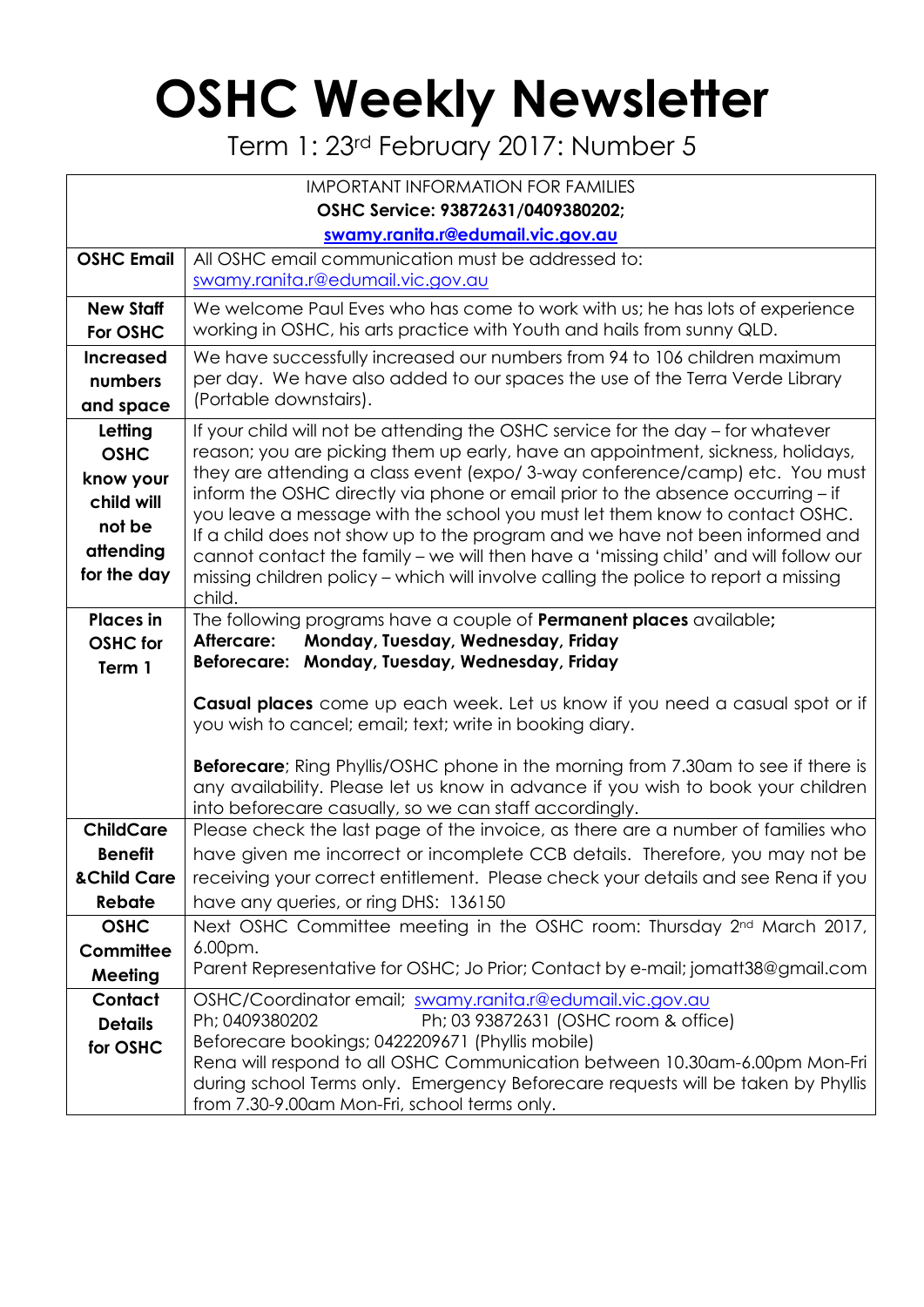# OSHC Weekly Newsletter

Term 1: 23rd February 2017: Number 5

| IMPORTANT INFORMATION FOR FAMILIES<br>**OSHC Service: 93872631/0409380202;**<br>**swamy.ranita.r@edumail.vic.gov.au** | |
|---|---|
| **OSHC Email** | All OSHC email communication must be addressed to: swamy.ranita.r@edumail.vic.gov.au |
| **New Staff For OSHC** | We welcome Paul Eves who has come to work with us; he has lots of experience working in OSHC, his arts practice with Youth and hails from sunny QLD. |
| **Increased numbers and space** | We have successfully increased our numbers from 94 to 106 children maximum per day. We have also added to our spaces the use of the Terra Verde Library (Portable downstairs). |
| **Letting OSHC know your child will not be attending for the day** | If your child will not be attending the OSHC service for the day – for whatever reason; you are picking them up early, have an appointment, sickness, holidays, they are attending a class event (expo/ 3-way conference/camp) etc. You must inform the OSHC directly via phone or email prior to the absence occurring – if you leave a message with the school you must let them know to contact OSHC. If a child does not show up to the program and we have not been informed and cannot contact the family – we will then have a 'missing child' and will follow our missing children policy – which will involve calling the police to report a missing child. |
| **Places in OSHC for Term 1** | The following programs have a couple of **Permanent places** available**;**<br>**Aftercare: Monday, Tuesday, Wednesday, Friday**<br>**Beforecare: Monday, Tuesday, Wednesday, Friday**<br><br>**Casual places** come up each week. Let us know if you need a casual spot or if you wish to cancel; email; text; write in booking diary.<br><br>**Beforecare**; Ring Phyllis/OSHC phone in the morning from 7.30am to see if there is any availability. Please let us know in advance if you wish to book your children into beforecare casually, so we can staff accordingly. |
| **ChildCare Benefit &Child Care Rebate** | Please check the last page of the invoice, as there are a number of families who have given me incorrect or incomplete CCB details. Therefore, you may not be receiving your correct entitlement. Please check your details and see Rena if you have any queries, or ring DHS: 136150 |
| **OSHC Committee Meeting** | Next OSHC Committee meeting in the OSHC room: Thursday 2nd March 2017, 6.00pm.<br>Parent Representative for OSHC; Jo Prior; Contact by e-mail; jomatt38@gmail.com |
| **Contact Details for OSHC** | OSHC/Coordinator email; swamy.ranita.r@edumail.vic.gov.au<br>Ph; 0409380202 Ph; 03 93872631 (OSHC room & office)<br>Beforecare bookings; 0422209671 (Phyllis mobile)<br>Rena will respond to all OSHC Communication between 10.30am-6.00pm Mon-Fri during school Terms only. Emergency Beforecare requests will be taken by Phyllis from 7.30-9.00am Mon-Fri, school terms only. |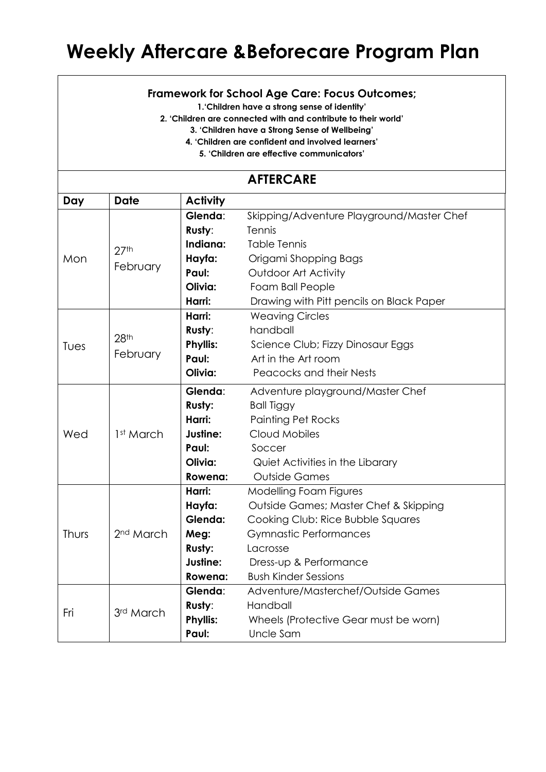# Weekly Aftercare &Beforecare Program Plan

**Framework for School Age Care: Focus Outcomes;**

**1.'Children have a strong sense of identity'**

**2. 'Children are connected with and contribute to their world'**

**3. 'Children have a Strong Sense of Wellbeing'**

**4. 'Children are confident and involved learners'**

**5. 'Children are effective communicators'**

## AFTERCARE

| Day | Date | Activity | |
|---|---|---|---|
| Mon | 27th February | **Glenda**: | Skipping/Adventure Playground/Master Chef |
| | | **Rusty**: | Tennis |
| | | **Indiana:** | Table Tennis |
| | | **Hayfa:** | Origami Shopping Bags |
| | | **Paul:** | Outdoor Art Activity |
| | | **Olivia:** | Foam Ball People |
| | | **Harri:** | Drawing with Pitt pencils on Black Paper |
| Tues | 28th February | **Harri:** | Weaving Circles |
| | | **Rusty**: | handball |
| | | **Phyllis:** | Science Club; Fizzy Dinosaur Eggs |
| | | **Paul:** | Art in the Art room |
| | | **Olivia:** | Peacocks and their Nests |
| Wed | 1st March | **Glenda**: | Adventure playground/Master Chef |
| | | **Rusty:** | Ball Tiggy |
| | | **Harri:** | Painting Pet Rocks |
| | | **Justine:** | Cloud Mobiles |
| | | **Paul:** | Soccer |
| | | **Olivia:** | Quiet Activities in the Libarary |
| | | **Rowena:** | Outside Games |
| Thurs | 2nd March | **Harri:** | Modelling Foam Figures |
| | | **Hayfa:** | Outside Games; Master Chef & Skipping |
| | | **Glenda:** | Cooking Club: Rice Bubble Squares |
| | | **Meg:** | Gymnastic Performances |
| | | **Rusty:** | Lacrosse |
| | | **Justine:** | Dress-up & Performance |
| | | **Rowena:** | Bush Kinder Sessions |
| Fri | 3rd March | **Glenda**: | Adventure/Masterchef/Outside Games |
| | | **Rusty**: | Handball |
| | | **Phyllis:** | Wheels (Protective Gear must be worn) |
| | | **Paul:** | Uncle Sam |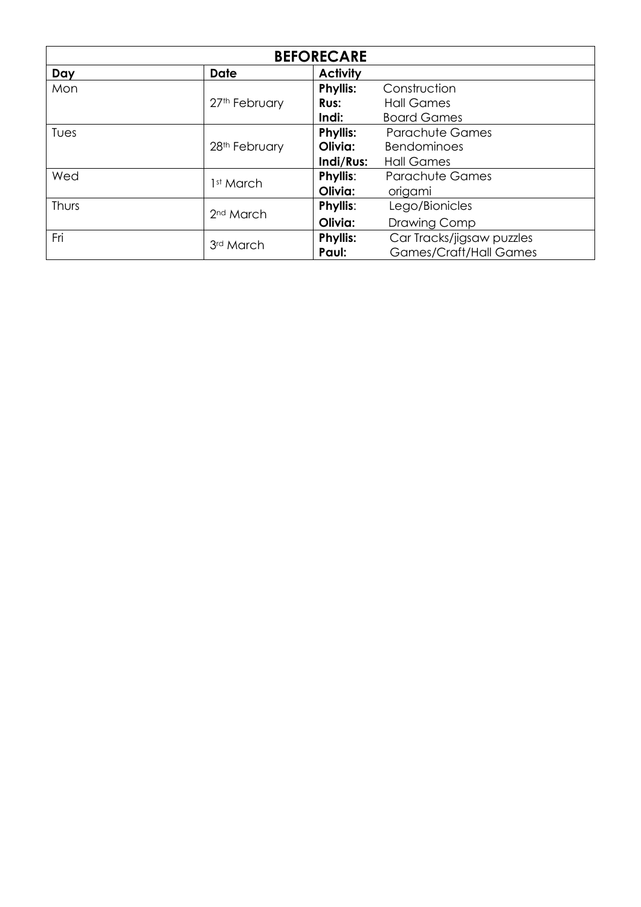| BEFORECARE | | |
| --- | --- | --- |
| **Day** | **Date** | **Activity** |
| Mon | 27th February | **Phyllis:** Construction<br>**Rus:** Hall Games<br>**Indi:** Board Games |
| Tues | 28th February | **Phyllis:** Parachute Games<br>**Olivia:** Bendominoes<br>**Indi/Rus:** Hall Games |
| Wed | 1st March | **Phyllis**: Parachute Games<br>**Olivia:** origami |
| Thurs | 2nd March | **Phyllis**: Lego/Bionicles<br>**Olivia:** Drawing Comp |
| Fri | 3rd March | **Phyllis:** Car Tracks/jigsaw puzzles<br>**Paul:** Games/Craft/Hall Games |